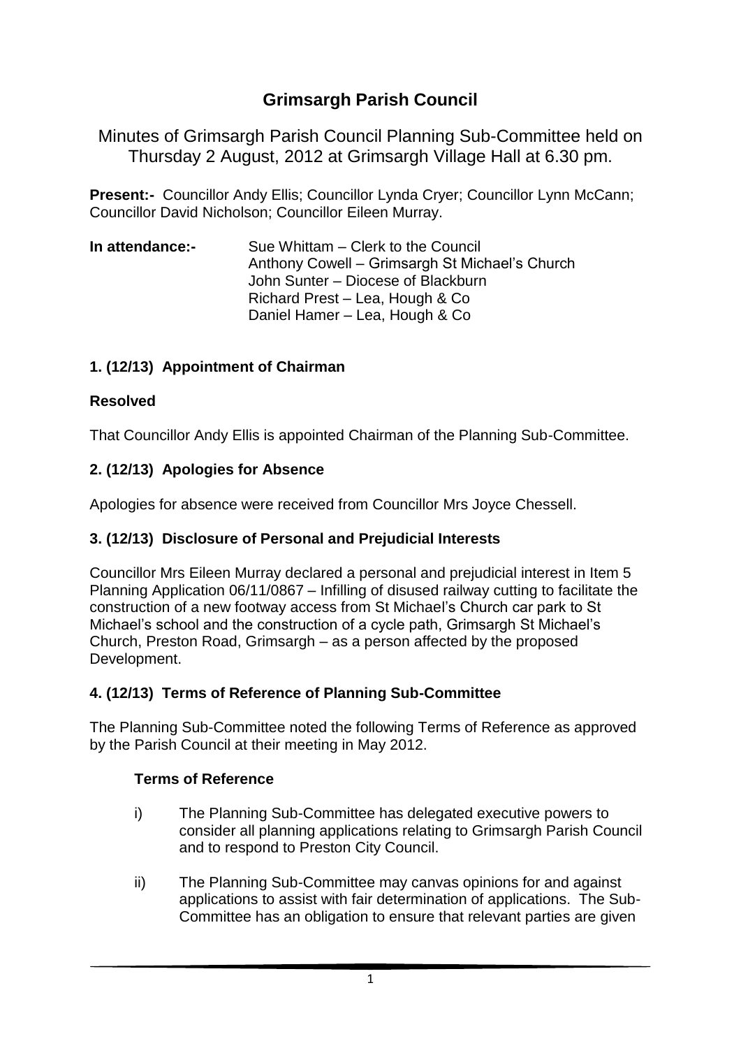# Grimsargh Parish Council

Minutes of Grimsargh Parish Council Planning Sub-Committee held on Thursday 2 August, 2012 at Grimsargh Village Hall at 6.30 pm.

**Present:-** Councillor Andy Ellis; Councillor Lynda Cryer; Councillor Lynn McCann; Councillor David Nicholson; Councillor Eileen Murray.

**In attendance:-** Sue Whittam – Clerk to the Council
Anthony Cowell – Grimsargh St Michael's Church
John Sunter – Diocese of Blackburn
Richard Prest – Lea, Hough & Co
Daniel Hamer – Lea, Hough & Co

### 1. (12/13) Appointment of Chairman

**Resolved**

That Councillor Andy Ellis is appointed Chairman of the Planning Sub-Committee.

### 2. (12/13) Apologies for Absence

Apologies for absence were received from Councillor Mrs Joyce Chessell.

### 3. (12/13) Disclosure of Personal and Prejudicial Interests

Councillor Mrs Eileen Murray declared a personal and prejudicial interest in Item 5 Planning Application 06/11/0867 – Infilling of disused railway cutting to facilitate the construction of a new footway access from St Michael's Church car park to St Michael's school and the construction of a cycle path, Grimsargh St Michael's Church, Preston Road, Grimsargh – as a person affected by the proposed Development.

### 4. (12/13) Terms of Reference of Planning Sub-Committee

The Planning Sub-Committee noted the following Terms of Reference as approved by the Parish Council at their meeting in May 2012.

**Terms of Reference**

i) The Planning Sub-Committee has delegated executive powers to consider all planning applications relating to Grimsargh Parish Council and to respond to Preston City Council.

ii) The Planning Sub-Committee may canvas opinions for and against applications to assist with fair determination of applications. The Sub-Committee has an obligation to ensure that relevant parties are given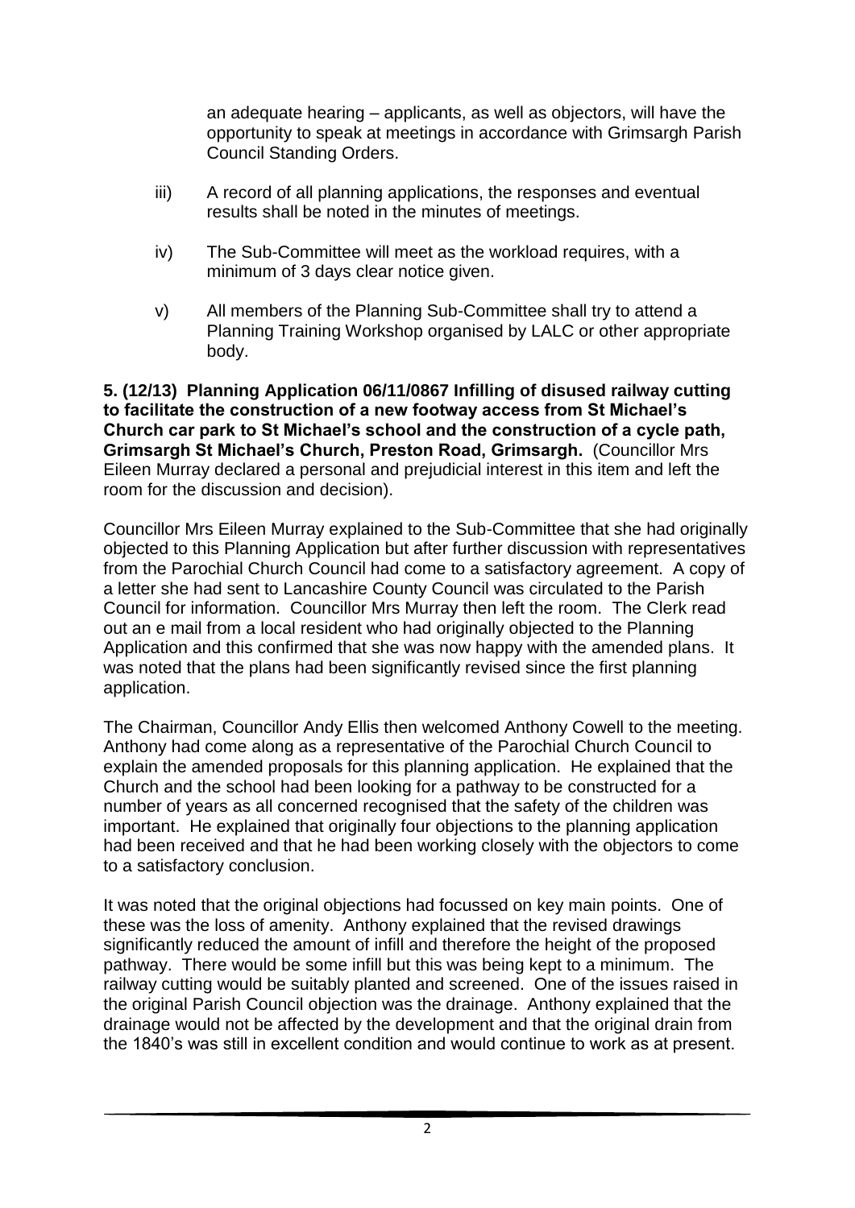an adequate hearing – applicants, as well as objectors, will have the opportunity to speak at meetings in accordance with Grimsargh Parish Council Standing Orders.

iii) A record of all planning applications, the responses and eventual results shall be noted in the minutes of meetings.

iv) The Sub-Committee will meet as the workload requires, with a minimum of 3 days clear notice given.

v) All members of the Planning Sub-Committee shall try to attend a Planning Training Workshop organised by LALC or other appropriate body.

**5. (12/13) Planning Application 06/11/0867 Infilling of disused railway cutting to facilitate the construction of a new footway access from St Michael's Church car park to St Michael's school and the construction of a cycle path, Grimsargh St Michael's Church, Preston Road, Grimsargh.** (Councillor Mrs Eileen Murray declared a personal and prejudicial interest in this item and left the room for the discussion and decision).

Councillor Mrs Eileen Murray explained to the Sub-Committee that she had originally objected to this Planning Application but after further discussion with representatives from the Parochial Church Council had come to a satisfactory agreement. A copy of a letter she had sent to Lancashire County Council was circulated to the Parish Council for information. Councillor Mrs Murray then left the room. The Clerk read out an e mail from a local resident who had originally objected to the Planning Application and this confirmed that she was now happy with the amended plans. It was noted that the plans had been significantly revised since the first planning application.

The Chairman, Councillor Andy Ellis then welcomed Anthony Cowell to the meeting. Anthony had come along as a representative of the Parochial Church Council to explain the amended proposals for this planning application. He explained that the Church and the school had been looking for a pathway to be constructed for a number of years as all concerned recognised that the safety of the children was important. He explained that originally four objections to the planning application had been received and that he had been working closely with the objectors to come to a satisfactory conclusion.

It was noted that the original objections had focussed on key main points. One of these was the loss of amenity. Anthony explained that the revised drawings significantly reduced the amount of infill and therefore the height of the proposed pathway. There would be some infill but this was being kept to a minimum. The railway cutting would be suitably planted and screened. One of the issues raised in the original Parish Council objection was the drainage. Anthony explained that the drainage would not be affected by the development and that the original drain from the 1840's was still in excellent condition and would continue to work as at present.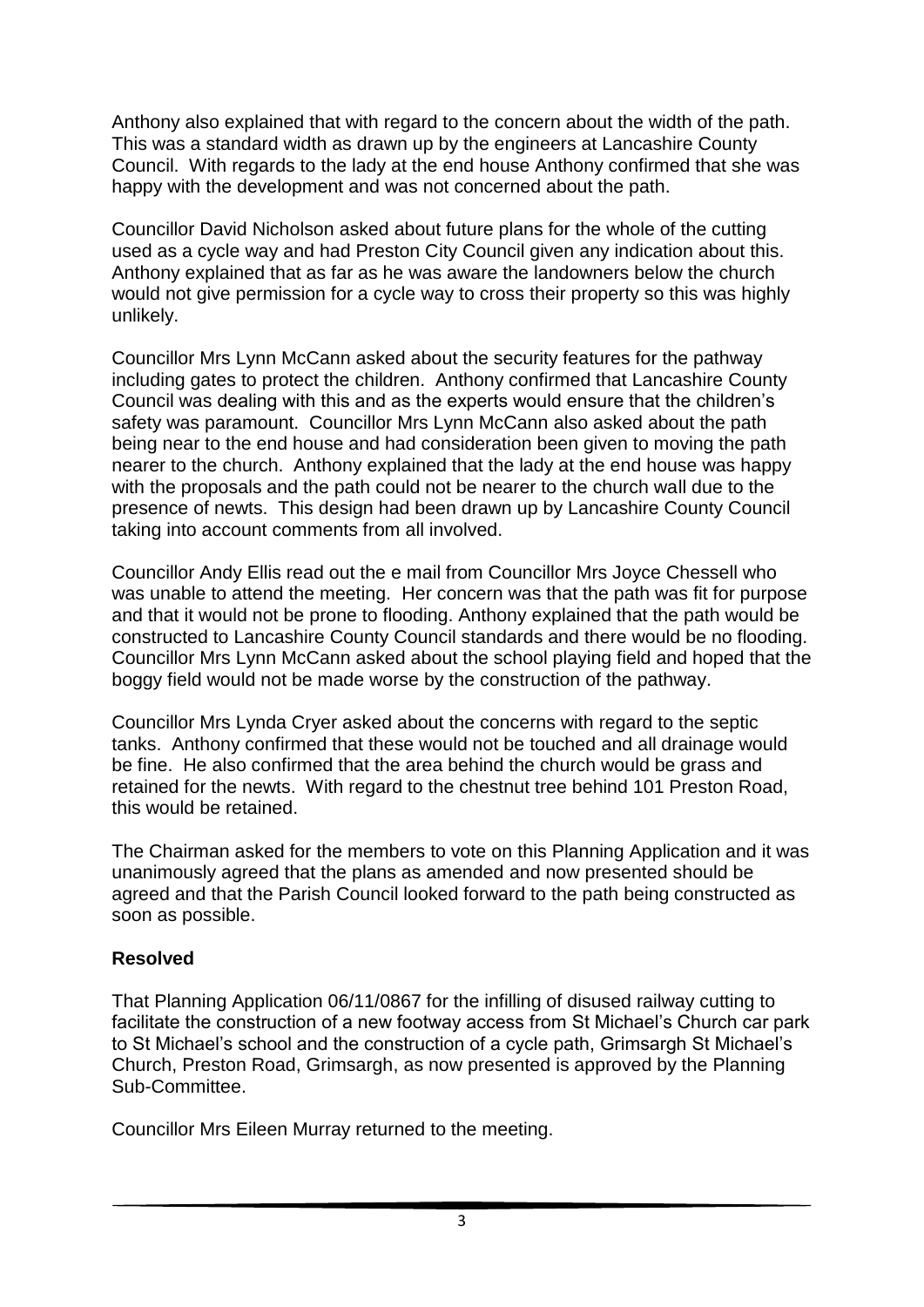Anthony also explained that with regard to the concern about the width of the path. This was a standard width as drawn up by the engineers at Lancashire County Council. With regards to the lady at the end house Anthony confirmed that she was happy with the development and was not concerned about the path.

Councillor David Nicholson asked about future plans for the whole of the cutting used as a cycle way and had Preston City Council given any indication about this. Anthony explained that as far as he was aware the landowners below the church would not give permission for a cycle way to cross their property so this was highly unlikely.

Councillor Mrs Lynn McCann asked about the security features for the pathway including gates to protect the children. Anthony confirmed that Lancashire County Council was dealing with this and as the experts would ensure that the children's safety was paramount. Councillor Mrs Lynn McCann also asked about the path being near to the end house and had consideration been given to moving the path nearer to the church. Anthony explained that the lady at the end house was happy with the proposals and the path could not be nearer to the church wall due to the presence of newts. This design had been drawn up by Lancashire County Council taking into account comments from all involved.

Councillor Andy Ellis read out the e mail from Councillor Mrs Joyce Chessell who was unable to attend the meeting. Her concern was that the path was fit for purpose and that it would not be prone to flooding. Anthony explained that the path would be constructed to Lancashire County Council standards and there would be no flooding. Councillor Mrs Lynn McCann asked about the school playing field and hoped that the boggy field would not be made worse by the construction of the pathway.

Councillor Mrs Lynda Cryer asked about the concerns with regard to the septic tanks. Anthony confirmed that these would not be touched and all drainage would be fine. He also confirmed that the area behind the church would be grass and retained for the newts. With regard to the chestnut tree behind 101 Preston Road, this would be retained.

The Chairman asked for the members to vote on this Planning Application and it was unanimously agreed that the plans as amended and now presented should be agreed and that the Parish Council looked forward to the path being constructed as soon as possible.

**Resolved**

That Planning Application 06/11/0867 for the infilling of disused railway cutting to facilitate the construction of a new footway access from St Michael's Church car park to St Michael's school and the construction of a cycle path, Grimsargh St Michael's Church, Preston Road, Grimsargh, as now presented is approved by the Planning Sub-Committee.

Councillor Mrs Eileen Murray returned to the meeting.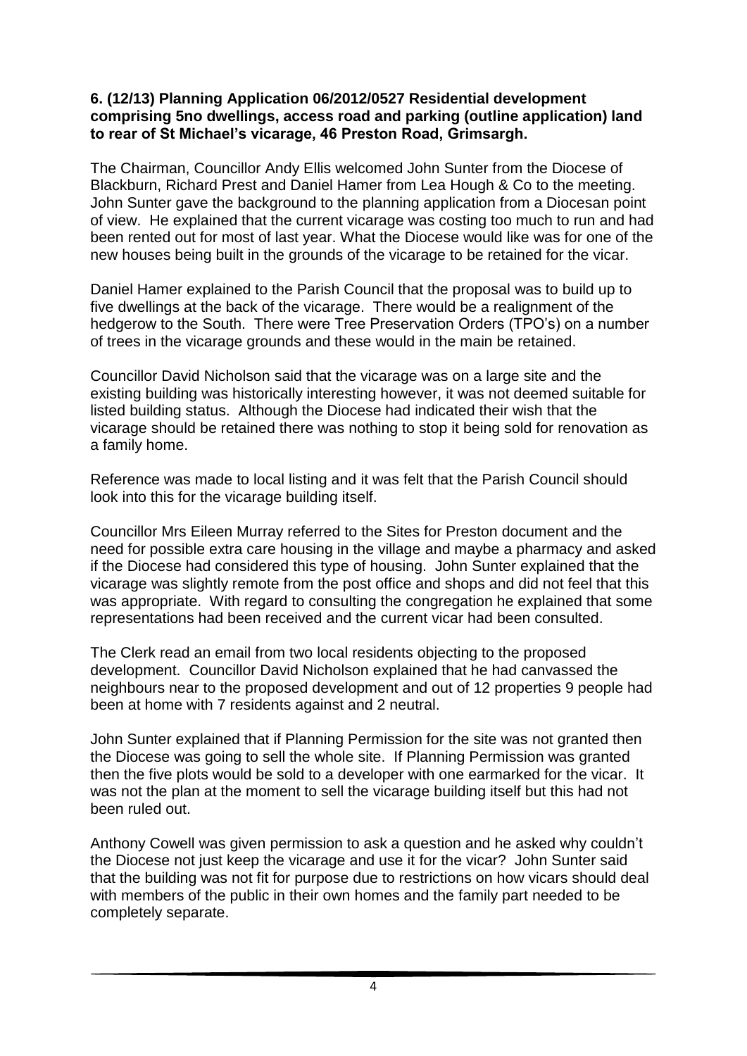**6. (12/13) Planning Application 06/2012/0527 Residential development comprising 5no dwellings, access road and parking (outline application) land to rear of St Michael's vicarage, 46 Preston Road, Grimsargh.**

The Chairman, Councillor Andy Ellis welcomed John Sunter from the Diocese of Blackburn, Richard Prest and Daniel Hamer from Lea Hough & Co to the meeting. John Sunter gave the background to the planning application from a Diocesan point of view. He explained that the current vicarage was costing too much to run and had been rented out for most of last year. What the Diocese would like was for one of the new houses being built in the grounds of the vicarage to be retained for the vicar.

Daniel Hamer explained to the Parish Council that the proposal was to build up to five dwellings at the back of the vicarage. There would be a realignment of the hedgerow to the South. There were Tree Preservation Orders (TPO's) on a number of trees in the vicarage grounds and these would in the main be retained.

Councillor David Nicholson said that the vicarage was on a large site and the existing building was historically interesting however, it was not deemed suitable for listed building status. Although the Diocese had indicated their wish that the vicarage should be retained there was nothing to stop it being sold for renovation as a family home.

Reference was made to local listing and it was felt that the Parish Council should look into this for the vicarage building itself.

Councillor Mrs Eileen Murray referred to the Sites for Preston document and the need for possible extra care housing in the village and maybe a pharmacy and asked if the Diocese had considered this type of housing. John Sunter explained that the vicarage was slightly remote from the post office and shops and did not feel that this was appropriate. With regard to consulting the congregation he explained that some representations had been received and the current vicar had been consulted.

The Clerk read an email from two local residents objecting to the proposed development. Councillor David Nicholson explained that he had canvassed the neighbours near to the proposed development and out of 12 properties 9 people had been at home with 7 residents against and 2 neutral.

John Sunter explained that if Planning Permission for the site was not granted then the Diocese was going to sell the whole site. If Planning Permission was granted then the five plots would be sold to a developer with one earmarked for the vicar. It was not the plan at the moment to sell the vicarage building itself but this had not been ruled out.

Anthony Cowell was given permission to ask a question and he asked why couldn't the Diocese not just keep the vicarage and use it for the vicar? John Sunter said that the building was not fit for purpose due to restrictions on how vicars should deal with members of the public in their own homes and the family part needed to be completely separate.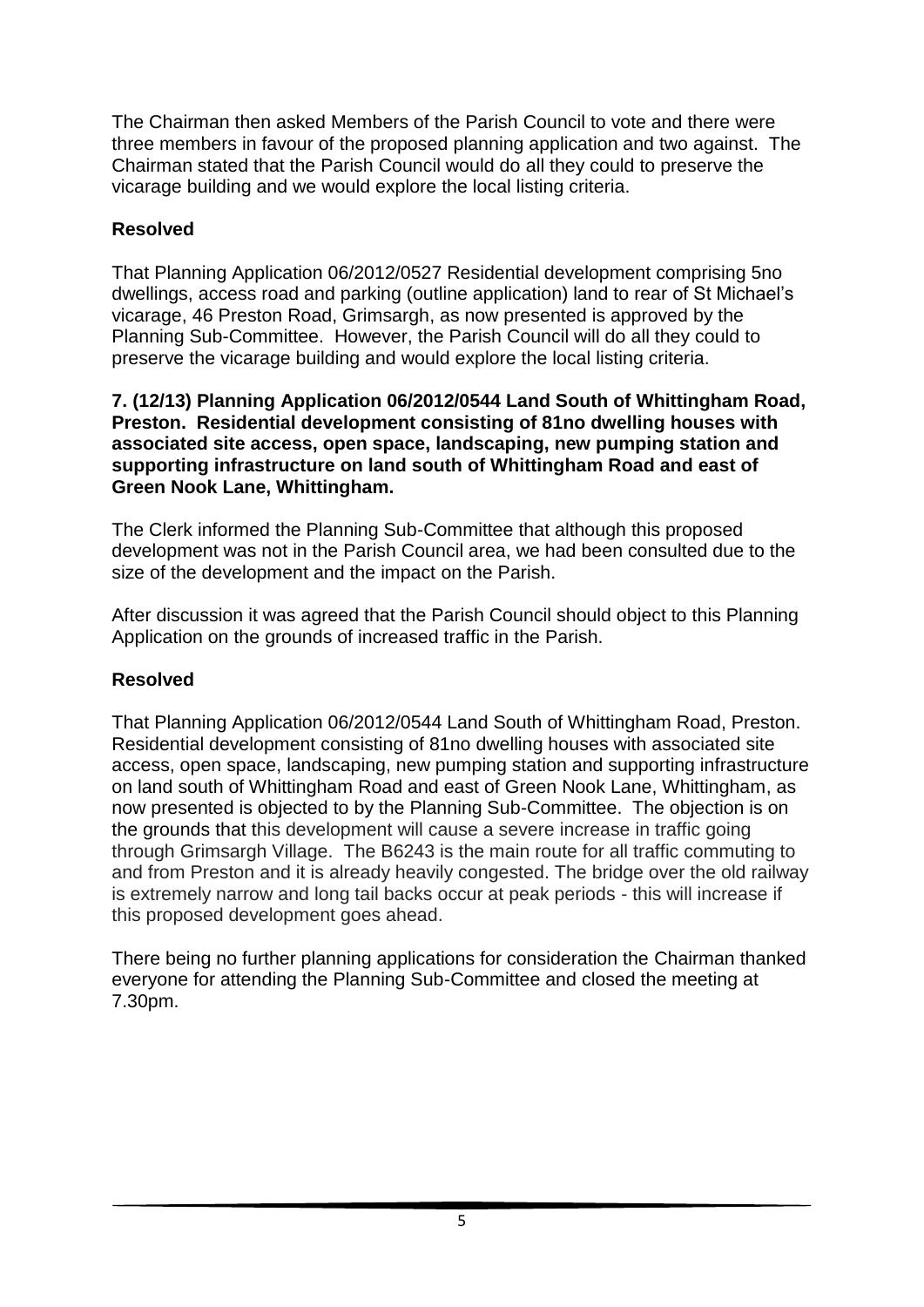The Chairman then asked Members of the Parish Council to vote and there were three members in favour of the proposed planning application and two against. The Chairman stated that the Parish Council would do all they could to preserve the vicarage building and we would explore the local listing criteria.

**Resolved**

That Planning Application 06/2012/0527 Residential development comprising 5no dwellings, access road and parking (outline application) land to rear of St Michael's vicarage, 46 Preston Road, Grimsargh, as now presented is approved by the Planning Sub-Committee. However, the Parish Council will do all they could to preserve the vicarage building and would explore the local listing criteria.

**7. (12/13) Planning Application 06/2012/0544 Land South of Whittingham Road, Preston. Residential development consisting of 81no dwelling houses with associated site access, open space, landscaping, new pumping station and supporting infrastructure on land south of Whittingham Road and east of Green Nook Lane, Whittingham.**

The Clerk informed the Planning Sub-Committee that although this proposed development was not in the Parish Council area, we had been consulted due to the size of the development and the impact on the Parish.

After discussion it was agreed that the Parish Council should object to this Planning Application on the grounds of increased traffic in the Parish.

**Resolved**

That Planning Application 06/2012/0544 Land South of Whittingham Road, Preston. Residential development consisting of 81no dwelling houses with associated site access, open space, landscaping, new pumping station and supporting infrastructure on land south of Whittingham Road and east of Green Nook Lane, Whittingham, as now presented is objected to by the Planning Sub-Committee. The objection is on the grounds that this development will cause a severe increase in traffic going through Grimsargh Village. The B6243 is the main route for all traffic commuting to and from Preston and it is already heavily congested. The bridge over the old railway is extremely narrow and long tail backs occur at peak periods - this will increase if this proposed development goes ahead.

There being no further planning applications for consideration the Chairman thanked everyone for attending the Planning Sub-Committee and closed the meeting at 7.30pm.